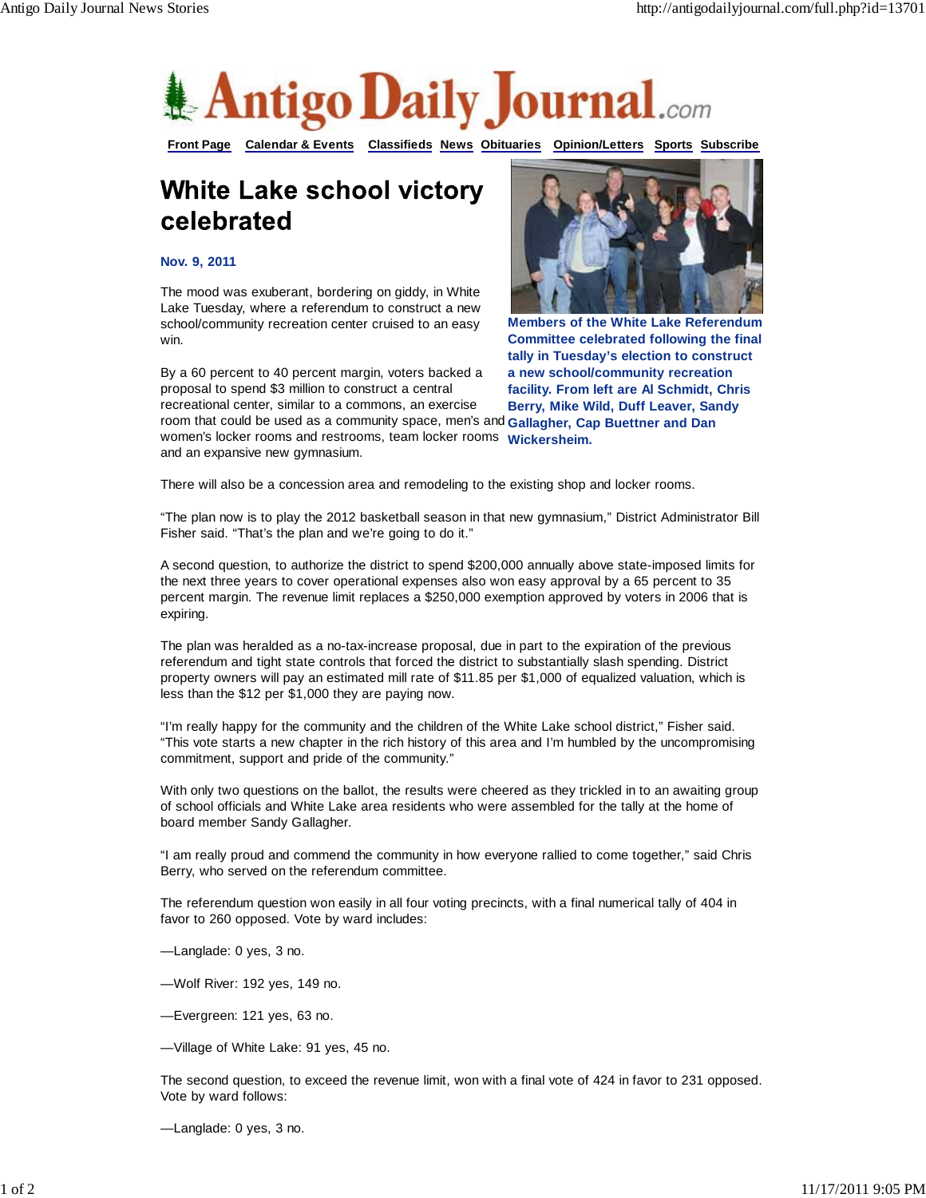# White Lake school victory celebrated

**Nov. 9, 2011**

Members of the White Lake Referendum Committee celebrated following the final tally in Tuesday's election to construct a new school/community recreation facility. From left are Al Schmidt, Chris Berry, Mike Wild, Duff Leaver, Sandy Gallagher, Cap Buettner and Dan Wickersheim.

The mood was exuberant, bordering on giddy, in White Lake Tuesday, where a referendum to construct a new school/community recreation center cruised to an easy win.

By a 60 percent to 40 percent margin, voters backed a proposal to spend $3 million to construct a central recreational center, similar to a commons, an exercise room that could be used as a community space, men's and women's locker rooms and restrooms, team locker rooms and an expansive new gymnasium.

There will also be a concession area and remodeling to the existing shop and locker rooms.

"The plan now is to play the 2012 basketball season in that new gymnasium," District Administrator Bill Fisher said. "That's the plan and we're going to do it."

A second question, to authorize the district to spend $200,000 annually above state-imposed limits for the next three years to cover operational expenses also won easy approval by a 65 percent to 35 percent margin. The revenue limit replaces a $250,000 exemption approved by voters in 2006 that is expiring.

The plan was heralded as a no-tax-increase proposal, due in part to the expiration of the previous referendum and tight state controls that forced the district to substantially slash spending. District property owners will pay an estimated mill rate of $11.85 per $1,000 of equalized valuation, which is less than the $12 per $1,000 they are paying now.

"I'm really happy for the community and the children of the White Lake school district," Fisher said. "This vote starts a new chapter in the rich history of this area and I'm humbled by the uncompromising commitment, support and pride of the community."

With only two questions on the ballot, the results were cheered as they trickled in to an awaiting group of school officials and White Lake area residents who were assembled for the tally at the home of board member Sandy Gallagher.

"I am really proud and commend the community in how everyone rallied to come together," said Chris Berry, who served on the referendum committee.

The referendum question won easily in all four voting precincts, with a final numerical tally of 404 in favor to 260 opposed. Vote by ward includes:

—Langlade: 0 yes, 3 no.

—Wolf River: 192 yes, 149 no.

—Evergreen: 121 yes, 63 no.

—Village of White Lake: 91 yes, 45 no.

The second question, to exceed the revenue limit, won with a final vote of 424 in favor to 231 opposed. Vote by ward follows:

—Langlade: 0 yes, 3 no.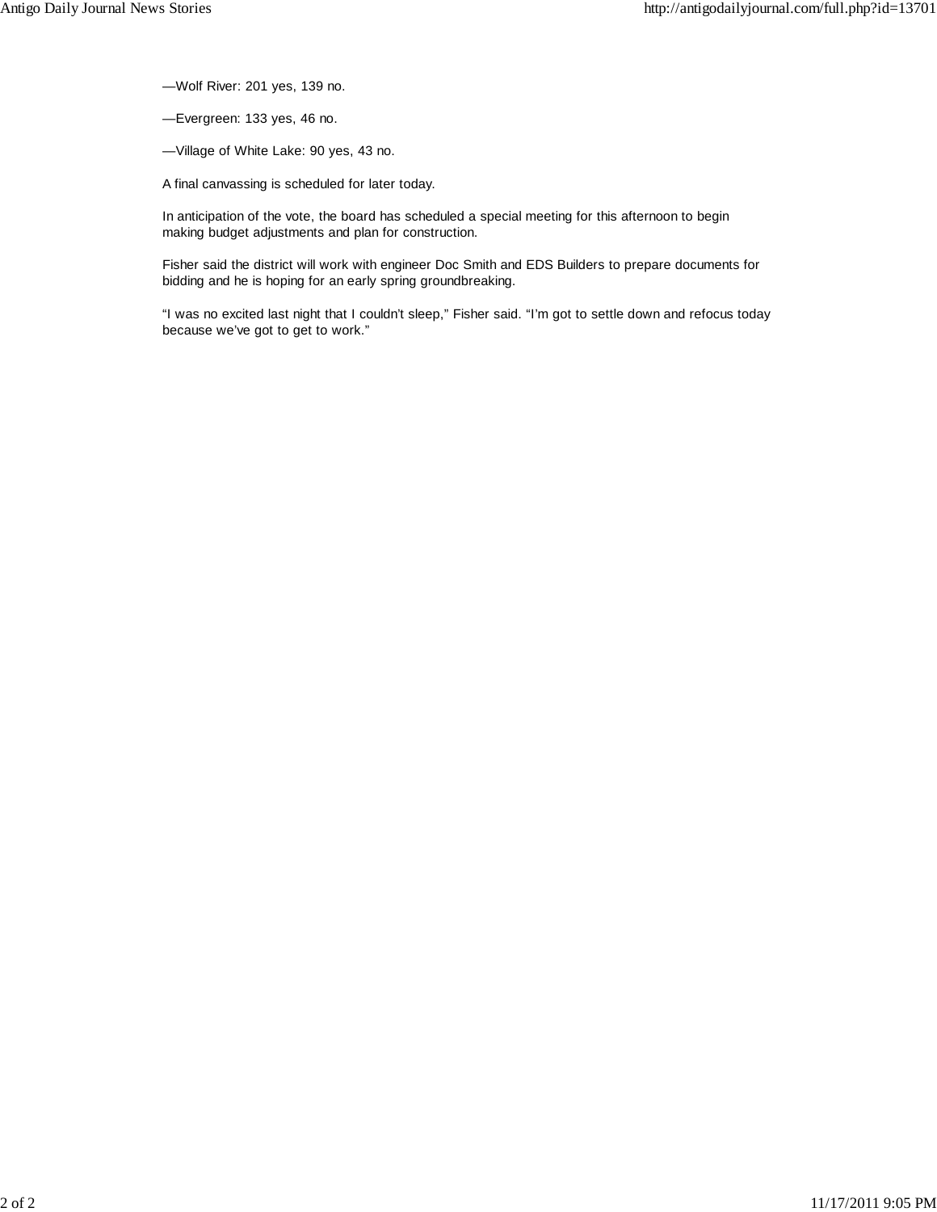—Wolf River: 201 yes, 139 no.

—Evergreen: 133 yes, 46 no.

—Village of White Lake: 90 yes, 43 no.

A final canvassing is scheduled for later today.

In anticipation of the vote, the board has scheduled a special meeting for this afternoon to begin making budget adjustments and plan for construction.

Fisher said the district will work with engineer Doc Smith and EDS Builders to prepare documents for bidding and he is hoping for an early spring groundbreaking.

“I was no excited last night that I couldn’t sleep,” Fisher said. “I’m got to settle down and refocus today because we’ve got to get to work.”